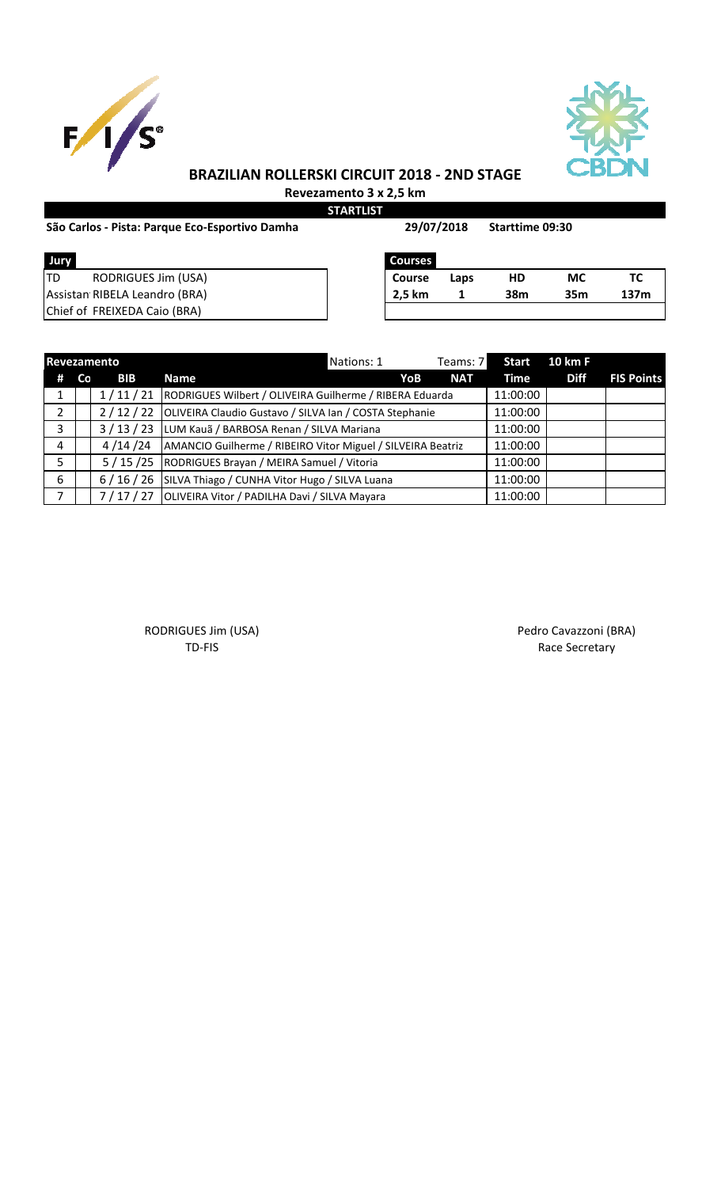# BRAZILIAN ROLLERSKI CIRCUIT 2018 - 2ND STAGE

**Revezamento 3 x 2,5 km**

**STARTLIST**

**São Carlos - Pista: Parque Eco-Esportivo Damha** **29/07/2018** **Starttime 09:30**

| Jury | |
|---|---|
| TD | RODRIGUES Jim (USA) |
| Assistan | RIBELA Leandro (BRA) |
| Chief of | FREIXEDA Caio (BRA) |

| Courses | | | | |
|---|---|---|---|---|
| **Course** | **Laps** | **HD** | **MC** | **TC** |
| **2,5 km** | **1** | **38m** | **35m** | **137m** |

| **Revezamento** | | | Nations: 1 | | Teams: 7 | **Start** | **10 km F** | |
|---|---|---|---|---|---|---|---|---|
| **#** | **Co** | **BIB** | **Name** | **YoB** | **NAT** | **Time** | **Diff** | **FIS Points** |
| 1 | | 1 / 11 / 21 | RODRIGUES Wilbert / OLIVEIRA Guilherme / RIBERA Eduarda | | | 11:00:00 | | |
| 2 | | 2 / 12 / 22 | OLIVEIRA Claudio Gustavo / SILVA Ian / COSTA Stephanie | | | 11:00:00 | | |
| 3 | | 3 / 13 / 23 | LUM Kauã / BARBOSA Renan / SILVA Mariana | | | 11:00:00 | | |
| 4 | | 4 /14 /24 | AMANCIO Guilherme / RIBEIRO Vitor Miguel / SILVEIRA Beatriz | | | 11:00:00 | | |
| 5 | | 5 / 15 /25 | RODRIGUES Brayan / MEIRA Samuel / Vitoria | | | 11:00:00 | | |
| 6 | | 6 / 16 / 26 | SILVA Thiago / CUNHA Vitor Hugo / SILVA Luana | | | 11:00:00 | | |
| 7 | | 7 / 17 / 27 | OLIVEIRA Vitor / PADILHA Davi / SILVA Mayara | | | 11:00:00 | | |

RODRIGUES Jim (USA)
TD-FIS

Pedro Cavazzoni (BRA)
Race Secretary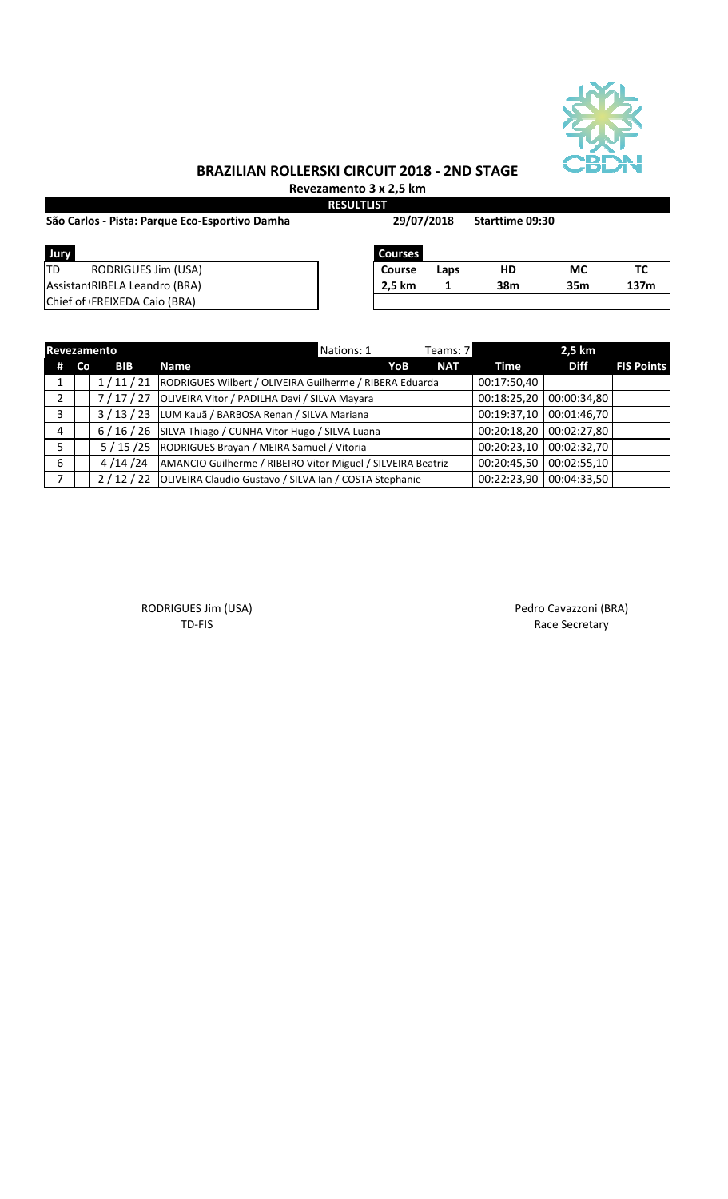# BRAZILIAN ROLLERSKI CIRCUIT 2018 - 2ND STAGE

**Revezamento 3 x 2,5 km**

**RESULTLIST**

**São Carlos - Pista: Parque Eco-Esportivo Damha** **29/07/2018** **Starttime 09:30**

| Jury | |
|---|---|
| TD | RODRIGUES Jim (USA) |
| Assistant | RIBELA Leandro (BRA) |
| Chief of | FREIXEDA Caio (BRA) |

| Courses | | | | |
|---|---|---|---|---|
| Course | Laps | HD | MC | TC |
| 2,5 km | 1 | 38m | 35m | 137m |

| Revezamento | | | | Nations: 1 | Teams: 7 | 2,5 km | | |
|---|---|---|---|---|---|---|---|---|
| # | Co | BIB | Name | YoB | NAT | Time | Diff | FIS Points |
| 1 | | 1 / 11 / 21 | RODRIGUES Wilbert / OLIVEIRA Guilherme / RIBERA Eduarda | | | 00:17:50,40 | | |
| 2 | | 7 / 17 / 27 | OLIVEIRA Vitor / PADILHA Davi / SILVA Mayara | | | 00:18:25,20 | 00:00:34,80 | |
| 3 | | 3 / 13 / 23 | LUM Kauã / BARBOSA Renan / SILVA Mariana | | | 00:19:37,10 | 00:01:46,70 | |
| 4 | | 6 / 16 / 26 | SILVA Thiago / CUNHA Vitor Hugo / SILVA Luana | | | 00:20:18,20 | 00:02:27,80 | |
| 5 | | 5 / 15 /25 | RODRIGUES Brayan / MEIRA Samuel / Vitoria | | | 00:20:23,10 | 00:02:32,70 | |
| 6 | | 4 /14 /24 | AMANCIO Guilherme / RIBEIRO Vitor Miguel / SILVEIRA Beatriz | | | 00:20:45,50 | 00:02:55,10 | |
| 7 | | 2 / 12 / 22 | OLIVEIRA Claudio Gustavo / SILVA Ian / COSTA Stephanie | | | 00:22:23,90 | 00:04:33,50 | |

RODRIGUES Jim (USA)
TD-FIS

Pedro Cavazzoni (BRA)
Race Secretary